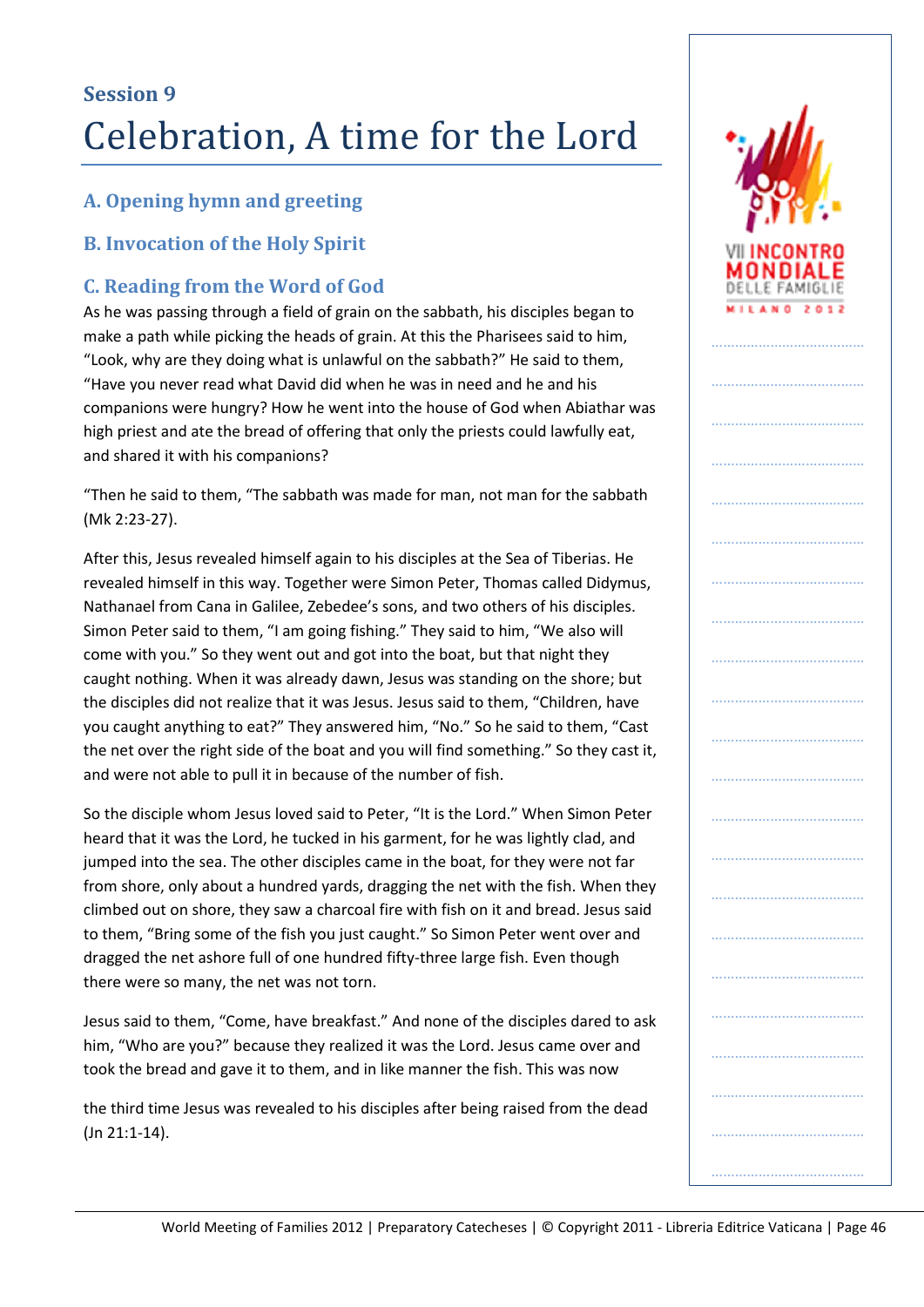## Session 9

# Celebration, A time for the Lord

### A. Opening hymn and greeting

### B. Invocation of the Holy Spirit

### C. Reading from the Word of God

As he was passing through a field of grain on the sabbath, his disciples began to make a path while picking the heads of grain. At this the Pharisees said to him, "Look, why are they doing what is unlawful on the sabbath?" He said to them, "Have you never read what David did when he was in need and he and his companions were hungry? How he went into the house of God when Abiathar was high priest and ate the bread of offering that only the priests could lawfully eat, and shared it with his companions?

"Then he said to them, "The sabbath was made for man, not man for the sabbath (Mk 2:23-27).

After this, Jesus revealed himself again to his disciples at the Sea of Tiberias. He revealed himself in this way. Together were Simon Peter, Thomas called Didymus, Nathanael from Cana in Galilee, Zebedee's sons, and two others of his disciples. Simon Peter said to them, "I am going fishing." They said to him, "We also will come with you." So they went out and got into the boat, but that night they caught nothing. When it was already dawn, Jesus was standing on the shore; but the disciples did not realize that it was Jesus. Jesus said to them, "Children, have you caught anything to eat?" They answered him, "No." So he said to them, "Cast the net over the right side of the boat and you will find something." So they cast it, and were not able to pull it in because of the number of fish.

So the disciple whom Jesus loved said to Peter, "It is the Lord." When Simon Peter heard that it was the Lord, he tucked in his garment, for he was lightly clad, and jumped into the sea. The other disciples came in the boat, for they were not far from shore, only about a hundred yards, dragging the net with the fish. When they climbed out on shore, they saw a charcoal fire with fish on it and bread. Jesus said to them, "Bring some of the fish you just caught." So Simon Peter went over and dragged the net ashore full of one hundred fifty-three large fish. Even though there were so many, the net was not torn.

Jesus said to them, "Come, have breakfast." And none of the disciples dared to ask him, "Who are you?" because they realized it was the Lord. Jesus came over and took the bread and gave it to them, and in like manner the fish. This was now

the third time Jesus was revealed to his disciples after being raised from the dead (Jn 21:1-14).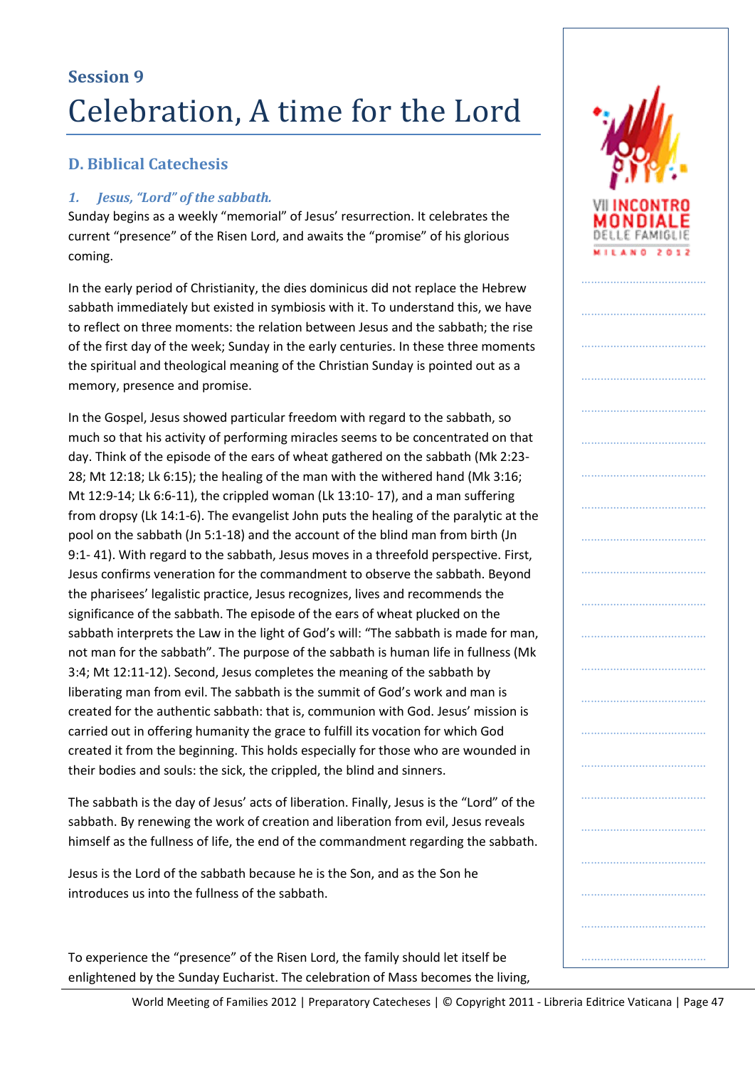## Session 9

# Celebration, A time for the Lord

## D. Biblical Catechesis

### *1. Jesus, "Lord" of the sabbath.*

Sunday begins as a weekly "memorial" of Jesus' resurrection. It celebrates the current "presence" of the Risen Lord, and awaits the "promise" of his glorious coming.

In the early period of Christianity, the dies dominicus did not replace the Hebrew sabbath immediately but existed in symbiosis with it. To understand this, we have to reflect on three moments: the relation between Jesus and the sabbath; the rise of the first day of the week; Sunday in the early centuries. In these three moments the spiritual and theological meaning of the Christian Sunday is pointed out as a memory, presence and promise.

In the Gospel, Jesus showed particular freedom with regard to the sabbath, so much so that his activity of performing miracles seems to be concentrated on that day. Think of the episode of the ears of wheat gathered on the sabbath (Mk 2:23-28; Mt 12:18; Lk 6:15); the healing of the man with the withered hand (Mk 3:16; Mt 12:9-14; Lk 6:6-11), the crippled woman (Lk 13:10- 17), and a man suffering from dropsy (Lk 14:1-6). The evangelist John puts the healing of the paralytic at the pool on the sabbath (Jn 5:1-18) and the account of the blind man from birth (Jn 9:1- 41). With regard to the sabbath, Jesus moves in a threefold perspective. First, Jesus confirms veneration for the commandment to observe the sabbath. Beyond the pharisees' legalistic practice, Jesus recognizes, lives and recommends the significance of the sabbath. The episode of the ears of wheat plucked on the sabbath interprets the Law in the light of God's will: "The sabbath is made for man, not man for the sabbath". The purpose of the sabbath is human life in fullness (Mk 3:4; Mt 12:11-12). Second, Jesus completes the meaning of the sabbath by liberating man from evil. The sabbath is the summit of God's work and man is created for the authentic sabbath: that is, communion with God. Jesus' mission is carried out in offering humanity the grace to fulfill its vocation for which God created it from the beginning. This holds especially for those who are wounded in their bodies and souls: the sick, the crippled, the blind and sinners.

The sabbath is the day of Jesus' acts of liberation. Finally, Jesus is the "Lord" of the sabbath. By renewing the work of creation and liberation from evil, Jesus reveals himself as the fullness of life, the end of the commandment regarding the sabbath.

Jesus is the Lord of the sabbath because he is the Son, and as the Son he introduces us into the fullness of the sabbath.

To experience the "presence" of the Risen Lord, the family should let itself be enlightened by the Sunday Eucharist. The celebration of Mass becomes the living,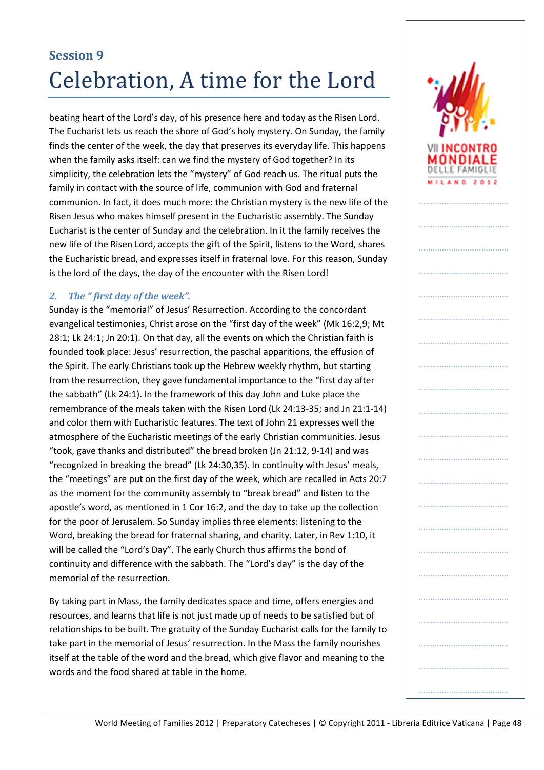## Session 9

# Celebration, A time for the Lord

beating heart of the Lord's day, of his presence here and today as the Risen Lord. The Eucharist lets us reach the shore of God's holy mystery. On Sunday, the family finds the center of the week, the day that preserves its everyday life. This happens when the family asks itself: can we find the mystery of God together? In its simplicity, the celebration lets the "mystery" of God reach us. The ritual puts the family in contact with the source of life, communion with God and fraternal communion. In fact, it does much more: the Christian mystery is the new life of the Risen Jesus who makes himself present in the Eucharistic assembly. The Sunday Eucharist is the center of Sunday and the celebration. In it the family receives the new life of the Risen Lord, accepts the gift of the Spirit, listens to the Word, shares the Eucharistic bread, and expresses itself in fraternal love. For this reason, Sunday is the lord of the days, the day of the encounter with the Risen Lord!

### *2. The "first day of the week".*

Sunday is the "memorial" of Jesus' Resurrection. According to the concordant evangelical testimonies, Christ arose on the "first day of the week" (Mk 16:2,9; Mt 28:1; Lk 24:1; Jn 20:1). On that day, all the events on which the Christian faith is founded took place: Jesus' resurrection, the paschal apparitions, the effusion of the Spirit. The early Christians took up the Hebrew weekly rhythm, but starting from the resurrection, they gave fundamental importance to the "first day after the sabbath" (Lk 24:1). In the framework of this day John and Luke place the remembrance of the meals taken with the Risen Lord (Lk 24:13-35; and Jn 21:1-14) and color them with Eucharistic features. The text of John 21 expresses well the atmosphere of the Eucharistic meetings of the early Christian communities. Jesus "took, gave thanks and distributed" the bread broken (Jn 21:12, 9-14) and was "recognized in breaking the bread" (Lk 24:30,35). In continuity with Jesus' meals, the "meetings" are put on the first day of the week, which are recalled in Acts 20:7 as the moment for the community assembly to "break bread" and listen to the apostle's word, as mentioned in 1 Cor 16:2, and the day to take up the collection for the poor of Jerusalem. So Sunday implies three elements: listening to the Word, breaking the bread for fraternal sharing, and charity. Later, in Rev 1:10, it will be called the "Lord's Day". The early Church thus affirms the bond of continuity and difference with the sabbath. The "Lord's day" is the day of the memorial of the resurrection.

By taking part in Mass, the family dedicates space and time, offers energies and resources, and learns that life is not just made up of needs to be satisfied but of relationships to be built. The gratuity of the Sunday Eucharist calls for the family to take part in the memorial of Jesus' resurrection. In the Mass the family nourishes itself at the table of the word and the bread, which give flavor and meaning to the words and the food shared at table in the home.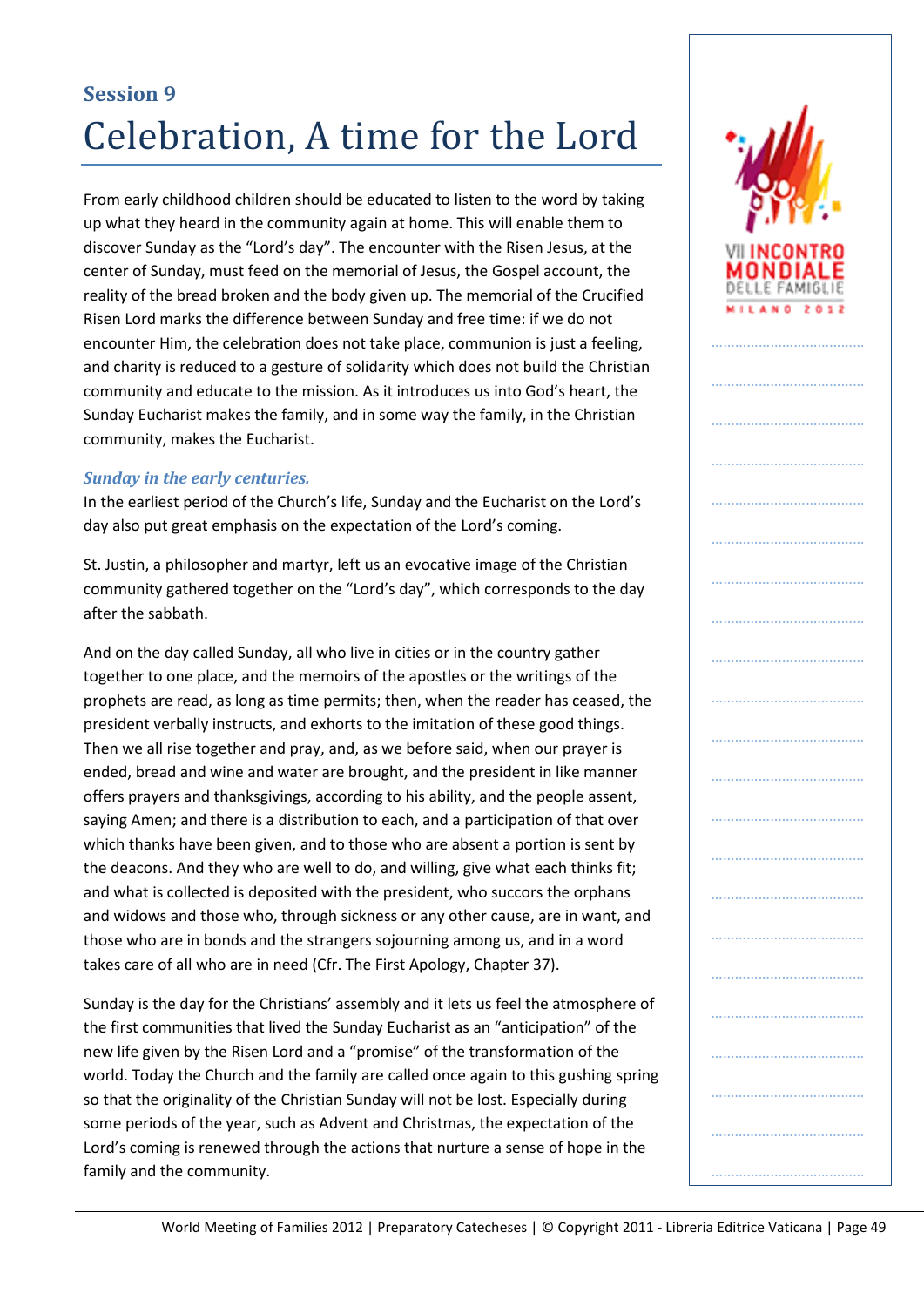## Session 9

# Celebration, A time for the Lord

From early childhood children should be educated to listen to the word by taking up what they heard in the community again at home. This will enable them to discover Sunday as the "Lord's day". The encounter with the Risen Jesus, at the center of Sunday, must feed on the memorial of Jesus, the Gospel account, the reality of the bread broken and the body given up. The memorial of the Crucified Risen Lord marks the difference between Sunday and free time: if we do not encounter Him, the celebration does not take place, communion is just a feeling, and charity is reduced to a gesture of solidarity which does not build the Christian community and educate to the mission. As it introduces us into God's heart, the Sunday Eucharist makes the family, and in some way the family, in the Christian community, makes the Eucharist.

### *Sunday in the early centuries.*

In the earliest period of the Church's life, Sunday and the Eucharist on the Lord's day also put great emphasis on the expectation of the Lord's coming.

St. Justin, a philosopher and martyr, left us an evocative image of the Christian community gathered together on the "Lord's day", which corresponds to the day after the sabbath.

And on the day called Sunday, all who live in cities or in the country gather together to one place, and the memoirs of the apostles or the writings of the prophets are read, as long as time permits; then, when the reader has ceased, the president verbally instructs, and exhorts to the imitation of these good things. Then we all rise together and pray, and, as we before said, when our prayer is ended, bread and wine and water are brought, and the president in like manner offers prayers and thanksgivings, according to his ability, and the people assent, saying Amen; and there is a distribution to each, and a participation of that over which thanks have been given, and to those who are absent a portion is sent by the deacons. And they who are well to do, and willing, give what each thinks fit; and what is collected is deposited with the president, who succors the orphans and widows and those who, through sickness or any other cause, are in want, and those who are in bonds and the strangers sojourning among us, and in a word takes care of all who are in need (Cfr. The First Apology, Chapter 37).

Sunday is the day for the Christians' assembly and it lets us feel the atmosphere of the first communities that lived the Sunday Eucharist as an "anticipation" of the new life given by the Risen Lord and a "promise" of the transformation of the world. Today the Church and the family are called once again to this gushing spring so that the originality of the Christian Sunday will not be lost. Especially during some periods of the year, such as Advent and Christmas, the expectation of the Lord's coming is renewed through the actions that nurture a sense of hope in the family and the community.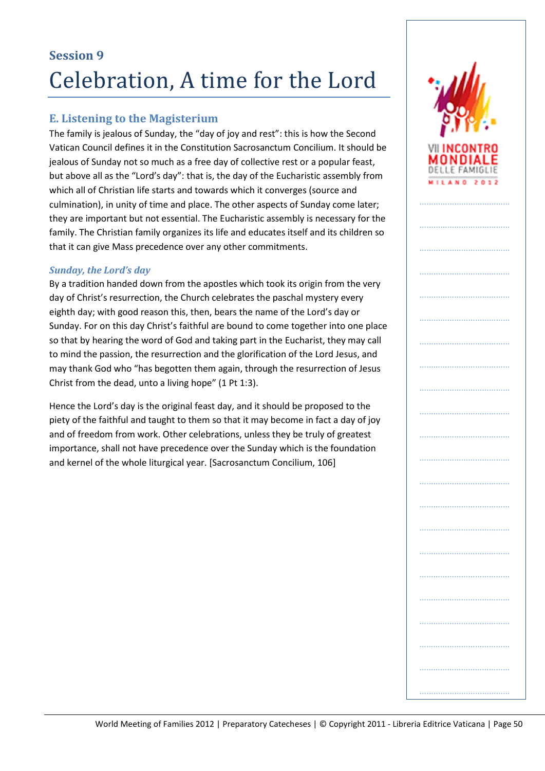## Session 9

# Celebration, A time for the Lord

## E. Listening to the Magisterium

The family is jealous of Sunday, the "day of joy and rest": this is how the Second Vatican Council defines it in the Constitution Sacrosanctum Concilium. It should be jealous of Sunday not so much as a free day of collective rest or a popular feast, but above all as the "Lord's day": that is, the day of the Eucharistic assembly from which all of Christian life starts and towards which it converges (source and culmination), in unity of time and place. The other aspects of Sunday come later; they are important but not essential. The Eucharistic assembly is necessary for the family. The Christian family organizes its life and educates itself and its children so that it can give Mass precedence over any other commitments.

### *Sunday, the Lord's day*

By a tradition handed down from the apostles which took its origin from the very day of Christ's resurrection, the Church celebrates the paschal mystery every eighth day; with good reason this, then, bears the name of the Lord's day or Sunday. For on this day Christ's faithful are bound to come together into one place so that by hearing the word of God and taking part in the Eucharist, they may call to mind the passion, the resurrection and the glorification of the Lord Jesus, and may thank God who "has begotten them again, through the resurrection of Jesus Christ from the dead, unto a living hope" (1 Pt 1:3).

Hence the Lord's day is the original feast day, and it should be proposed to the piety of the faithful and taught to them so that it may become in fact a day of joy and of freedom from work. Other celebrations, unless they be truly of greatest importance, shall not have precedence over the Sunday which is the foundation and kernel of the whole liturgical year. [Sacrosanctum Concilium, 106]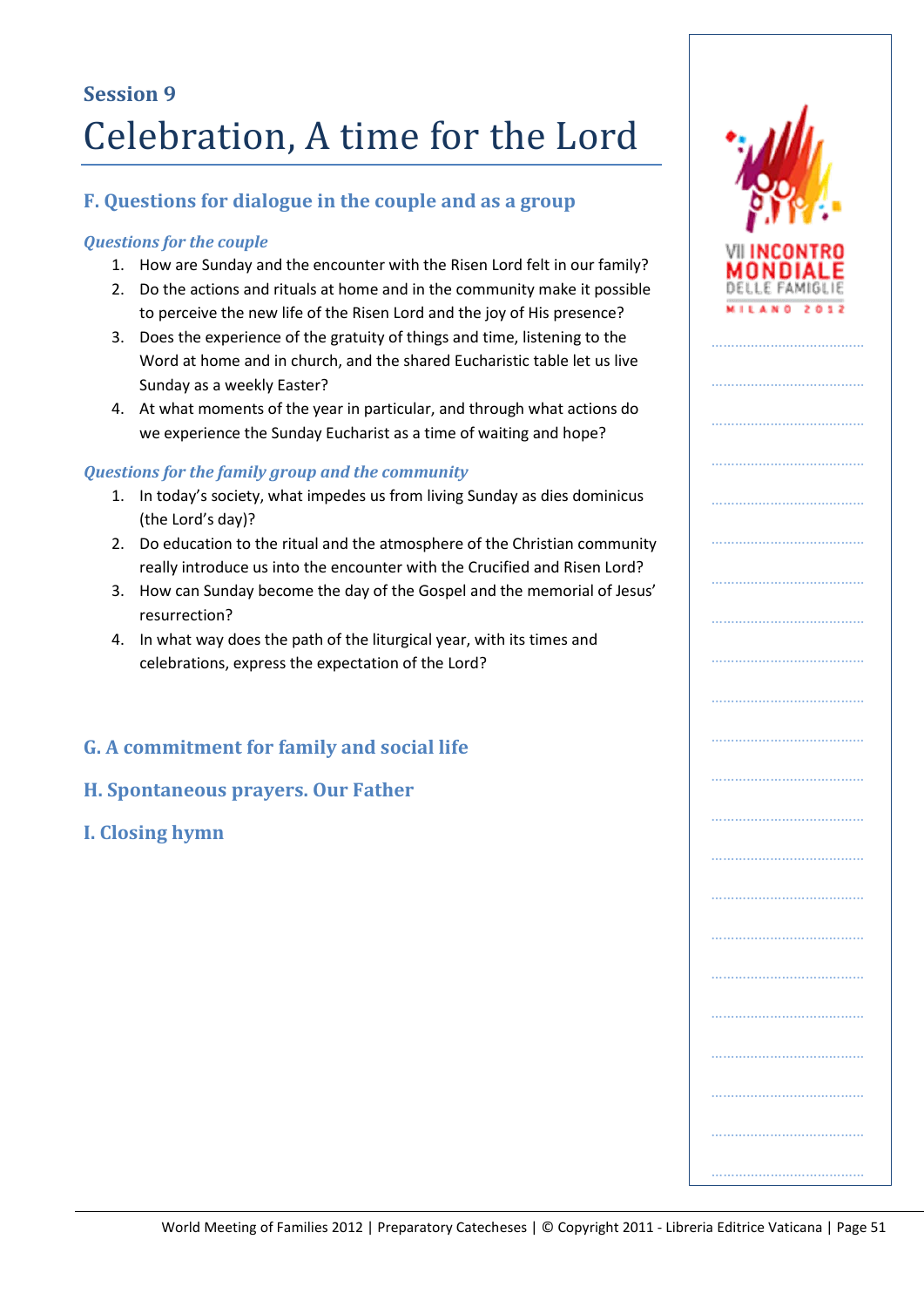## Session 9

# Celebration, A time for the Lord

### F. Questions for dialogue in the couple and as a group

*Questions for the couple*

1. How are Sunday and the encounter with the Risen Lord felt in our family?
2. Do the actions and rituals at home and in the community make it possible to perceive the new life of the Risen Lord and the joy of His presence?
3. Does the experience of the gratuity of things and time, listening to the Word at home and in church, and the shared Eucharistic table let us live Sunday as a weekly Easter?
4. At what moments of the year in particular, and through what actions do we experience the Sunday Eucharist as a time of waiting and hope?

*Questions for the family group and the community*

1. In today's society, what impedes us from living Sunday as dies dominicus (the Lord's day)?
2. Do education to the ritual and the atmosphere of the Christian community really introduce us into the encounter with the Crucified and Risen Lord?
3. How can Sunday become the day of the Gospel and the memorial of Jesus' resurrection?
4. In what way does the path of the liturgical year, with its times and celebrations, express the expectation of the Lord?

### G. A commitment for family and social life

### H. Spontaneous prayers. Our Father

### I. Closing hymn